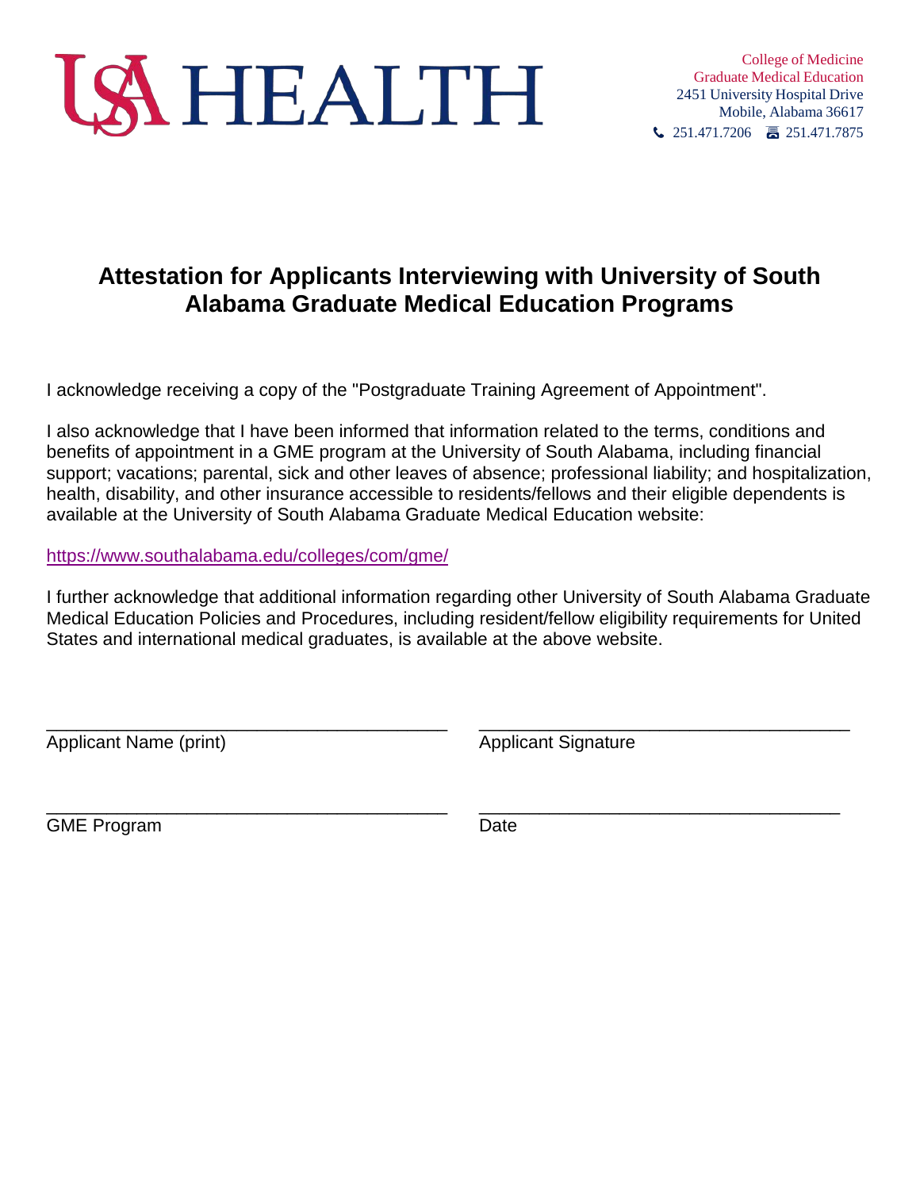USA HEALTH

College of Medicine
Graduate Medical Education
2451 University Hospital Drive
Mobile, Alabama 36617
251.471.7206 251.471.7875

# Attestation for Applicants Interviewing with University of South Alabama Graduate Medical Education Programs

I acknowledge receiving a copy of the "Postgraduate Training Agreement of Appointment".

I also acknowledge that I have been informed that information related to the terms, conditions and benefits of appointment in a GME program at the University of South Alabama, including financial support; vacations; parental, sick and other leaves of absence; professional liability; and hospitalization, health, disability, and other insurance accessible to residents/fellows and their eligible dependents is available at the University of South Alabama Graduate Medical Education website:

https://www.southalabama.edu/colleges/com/gme/

I further acknowledge that additional information regarding other University of South Alabama Graduate Medical Education Policies and Procedures, including resident/fellow eligibility requirements for United States and international medical graduates, is available at the above website.

_________________________________________ _________________________________________
Applicant Name (print) Applicant Signature

_________________________________________ _________________________________________
GME Program Date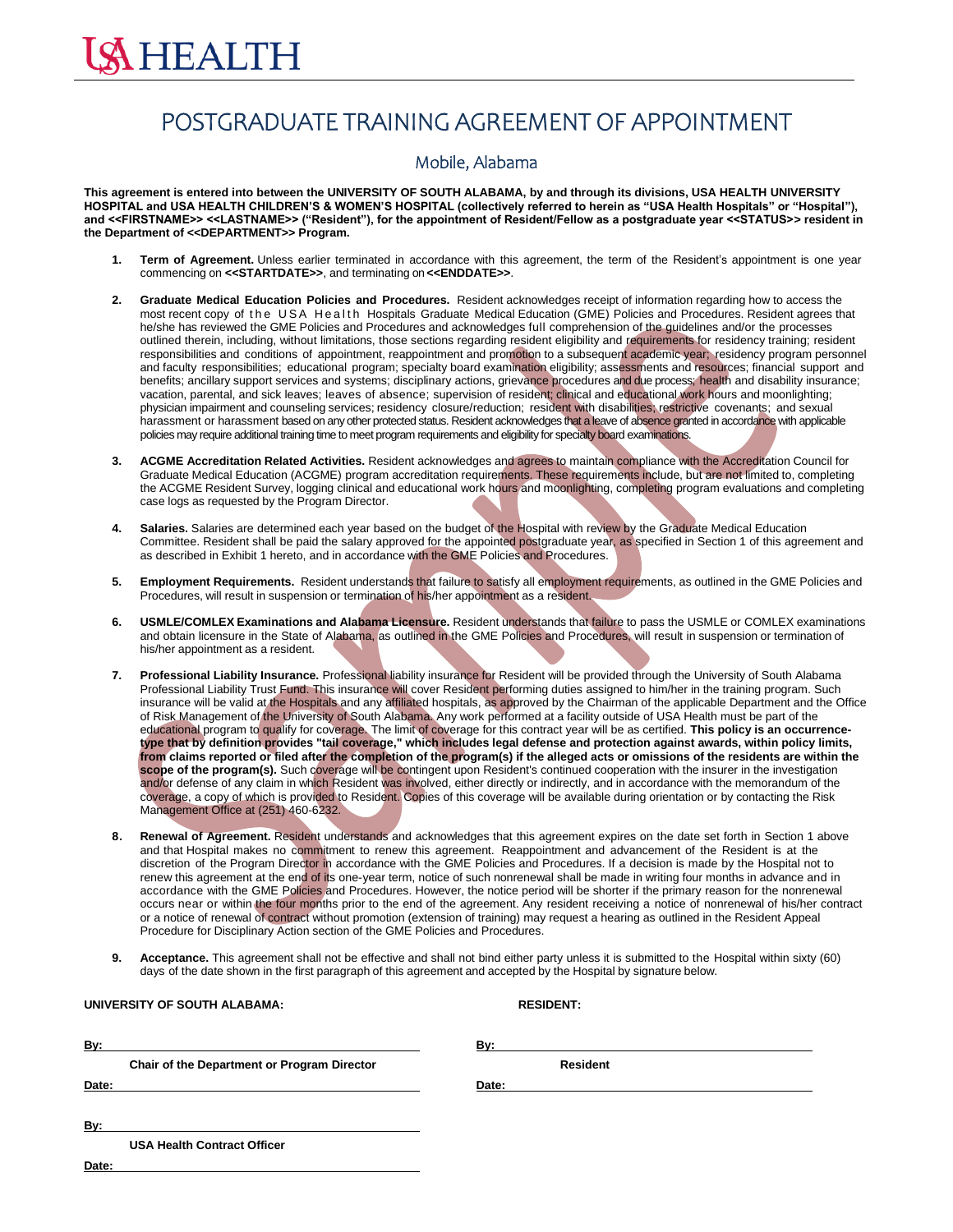# USA HEALTH

## POSTGRADUATE TRAINING AGREEMENT OF APPOINTMENT

### Mobile, Alabama

**This agreement is entered into between the UNIVERSITY OF SOUTH ALABAMA, by and through its divisions, USA HEALTH UNIVERSITY HOSPITAL and USA HEALTH CHILDREN'S & WOMEN'S HOSPITAL (collectively referred to herein as "USA Health Hospitals" or "Hospital"), and <<FIRSTNAME>> <<LASTNAME>> ("Resident"), for the appointment of Resident/Fellow as a postgraduate year <<STATUS>> resident in the Department of <<DEPARTMENT>> Program.**

1. **Term of Agreement.** Unless earlier terminated in accordance with this agreement, the term of the Resident's appointment is one year commencing on **<<STARTDATE>>**, and terminating on **<<ENDDATE>>**.

2. **Graduate Medical Education Policies and Procedures.** Resident acknowledges receipt of information regarding how to access the most recent copy of the USA Health Hospitals Graduate Medical Education (GME) Policies and Procedures. Resident agrees that he/she has reviewed the GME Policies and Procedures and acknowledges full comprehension of the guidelines and/or the processes outlined therein, including, without limitations, those sections regarding resident eligibility and requirements for residency training; resident responsibilities and conditions of appointment, reappointment and promotion to a subsequent academic year; residency program personnel and faculty responsibilities; educational program; specialty board examination eligibility; assessments and resources; financial support and benefits; ancillary support services and systems; disciplinary actions, grievance procedures and due process; health and disability insurance; vacation, parental, and sick leaves; leaves of absence; supervision of resident; clinical and educational work hours and moonlighting; physician impairment and counseling services; residency closure/reduction; resident with disabilities; restrictive covenants; and sexual harassment or harassment based on any other protected status. Resident acknowledges that a leave of absence granted in accordance with applicable policies may require additional training time to meet program requirements and eligibility for specialty board examinations.

3. **ACGME Accreditation Related Activities.** Resident acknowledges and agrees to maintain compliance with the Accreditation Council for Graduate Medical Education (ACGME) program accreditation requirements. These requirements include, but are not limited to, completing the ACGME Resident Survey, logging clinical and educational work hours and moonlighting, completing program evaluations and completing case logs as requested by the Program Director.

4. **Salaries.** Salaries are determined each year based on the budget of the Hospital with review by the Graduate Medical Education Committee. Resident shall be paid the salary approved for the appointed postgraduate year, as specified in Section 1 of this agreement and as described in Exhibit 1 hereto, and in accordance with the GME Policies and Procedures.

5. **Employment Requirements.** Resident understands that failure to satisfy all employment requirements, as outlined in the GME Policies and Procedures, will result in suspension or termination of his/her appointment as a resident.

6. **USMLE/COMLEX Examinations and Alabama Licensure.** Resident understands that failure to pass the USMLE or COMLEX examinations and obtain licensure in the State of Alabama, as outlined in the GME Policies and Procedures, will result in suspension or termination of his/her appointment as a resident.

7. **Professional Liability Insurance.** Professional liability insurance for Resident will be provided through the University of South Alabama Professional Liability Trust Fund. This insurance will cover Resident performing duties assigned to him/her in the training program. Such insurance will be valid at the Hospitals and any affiliated hospitals, as approved by the Chairman of the applicable Department and the Office of Risk Management of the University of South Alabama. Any work performed at a facility outside of USA Health must be part of the educational program to qualify for coverage. The limit of coverage for this contract year will be as certified. **This policy is an occurrence-type that by definition provides "tail coverage," which includes legal defense and protection against awards, within policy limits, from claims reported or filed after the completion of the program(s) if the alleged acts or omissions of the residents are within the scope of the program(s).** Such coverage will be contingent upon Resident's continued cooperation with the insurer in the investigation and/or defense of any claim in which Resident was involved, either directly or indirectly, and in accordance with the memorandum of the coverage, a copy of which is provided to Resident. Copies of this coverage will be available during orientation or by contacting the Risk Management Office at (251) 460-6232.

8. **Renewal of Agreement.** Resident understands and acknowledges that this agreement expires on the date set forth in Section 1 above and that Hospital makes no commitment to renew this agreement. Reappointment and advancement of the Resident is at the discretion of the Program Director in accordance with the GME Policies and Procedures. If a decision is made by the Hospital not to renew this agreement at the end of its one-year term, notice of such nonrenewal shall be made in writing four months in advance and in accordance with the GME Policies and Procedures. However, the notice period will be shorter if the primary reason for the nonrenewal occurs near or within the four months prior to the end of the agreement. Any resident receiving a notice of nonrenewal of his/her contract or a notice of renewal of contract without promotion (extension of training) may request a hearing as outlined in the Resident Appeal Procedure for Disciplinary Action section of the GME Policies and Procedures.

9. **Acceptance.** This agreement shall not be effective and shall not bind either party unless it is submitted to the Hospital within sixty (60) days of the date shown in the first paragraph of this agreement and accepted by the Hospital by signature below.

**UNIVERSITY OF SOUTH ALABAMA:**

**By:** ______________________________

**Chair of the Department or Program Director**

**Date:** ______________________________

**By:** ______________________________

**USA Health Contract Officer**

**Date:** ______________________________

**RESIDENT:**

**By:** ______________________________

**Resident**

**Date:** ______________________________